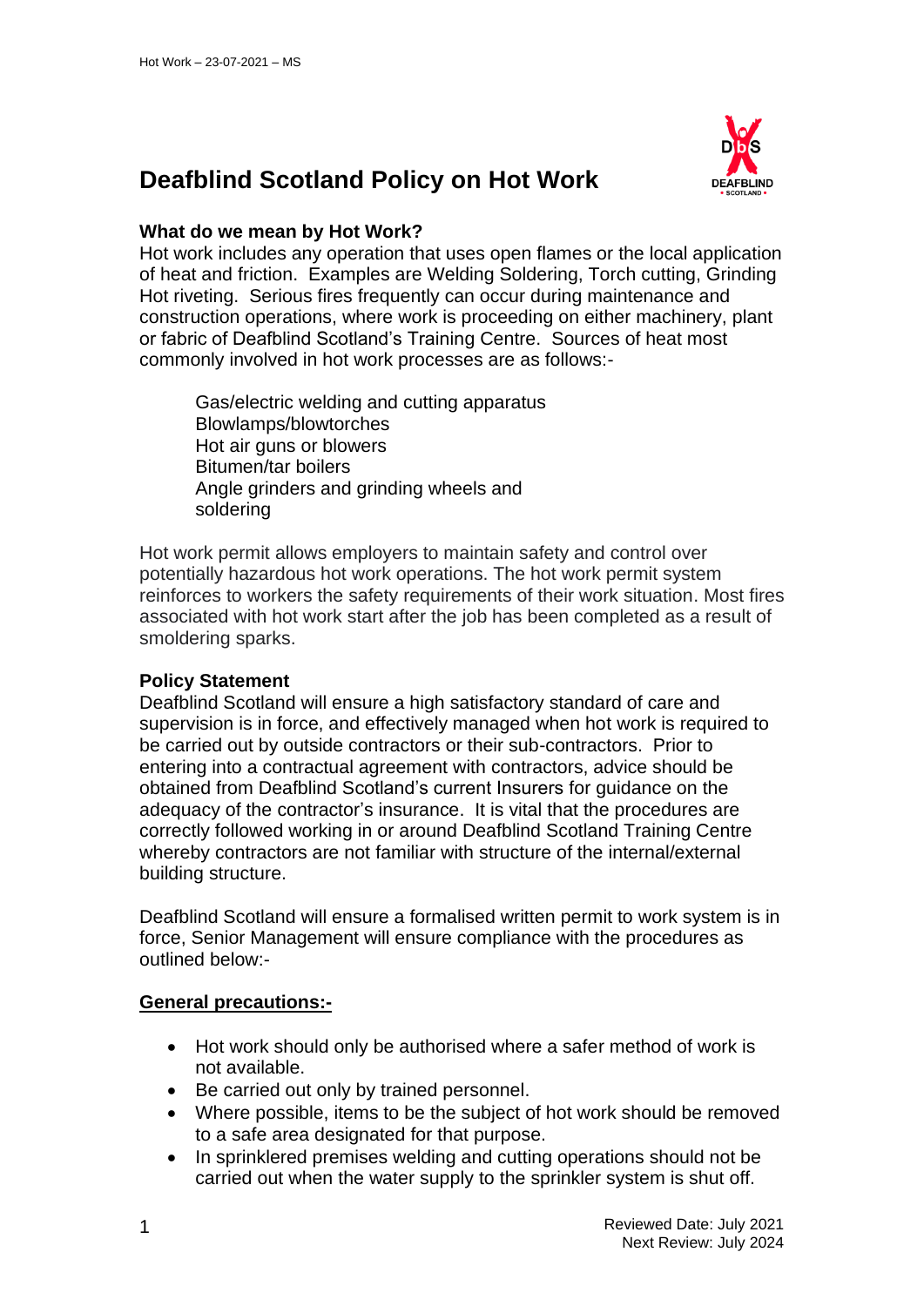# Deafblind Scotland Policy on Hot Work

**What do we mean by Hot Work?**

Hot work includes any operation that uses open flames or the local application of heat and friction. Examples are Welding Soldering, Torch cutting, Grinding Hot riveting. Serious fires frequently can occur during maintenance and construction operations, where work is proceeding on either machinery, plant or fabric of Deafblind Scotland's Training Centre. Sources of heat most commonly involved in hot work processes are as follows:-

Gas/electric welding and cutting apparatus
Blowlamps/blowtorches
Hot air guns or blowers
Bitumen/tar boilers
Angle grinders and grinding wheels and soldering

Hot work permit allows employers to maintain safety and control over potentially hazardous hot work operations. The hot work permit system reinforces to workers the safety requirements of their work situation. Most fires associated with hot work start after the job has been completed as a result of smoldering sparks.

**Policy Statement**

Deafblind Scotland will ensure a high satisfactory standard of care and supervision is in force, and effectively managed when hot work is required to be carried out by outside contractors or their sub-contractors. Prior to entering into a contractual agreement with contractors, advice should be obtained from Deafblind Scotland's current Insurers for guidance on the adequacy of the contractor's insurance. It is vital that the procedures are correctly followed working in or around Deafblind Scotland Training Centre whereby contractors are not familiar with structure of the internal/external building structure.

Deafblind Scotland will ensure a formalised written permit to work system is in force, Senior Management will ensure compliance with the procedures as outlined below:-

**<u>General precautions:-</u>**

- Hot work should only be authorised where a safer method of work is not available.
- Be carried out only by trained personnel.
- Where possible, items to be the subject of hot work should be removed to a safe area designated for that purpose.
- In sprinklered premises welding and cutting operations should not be carried out when the water supply to the sprinkler system is shut off.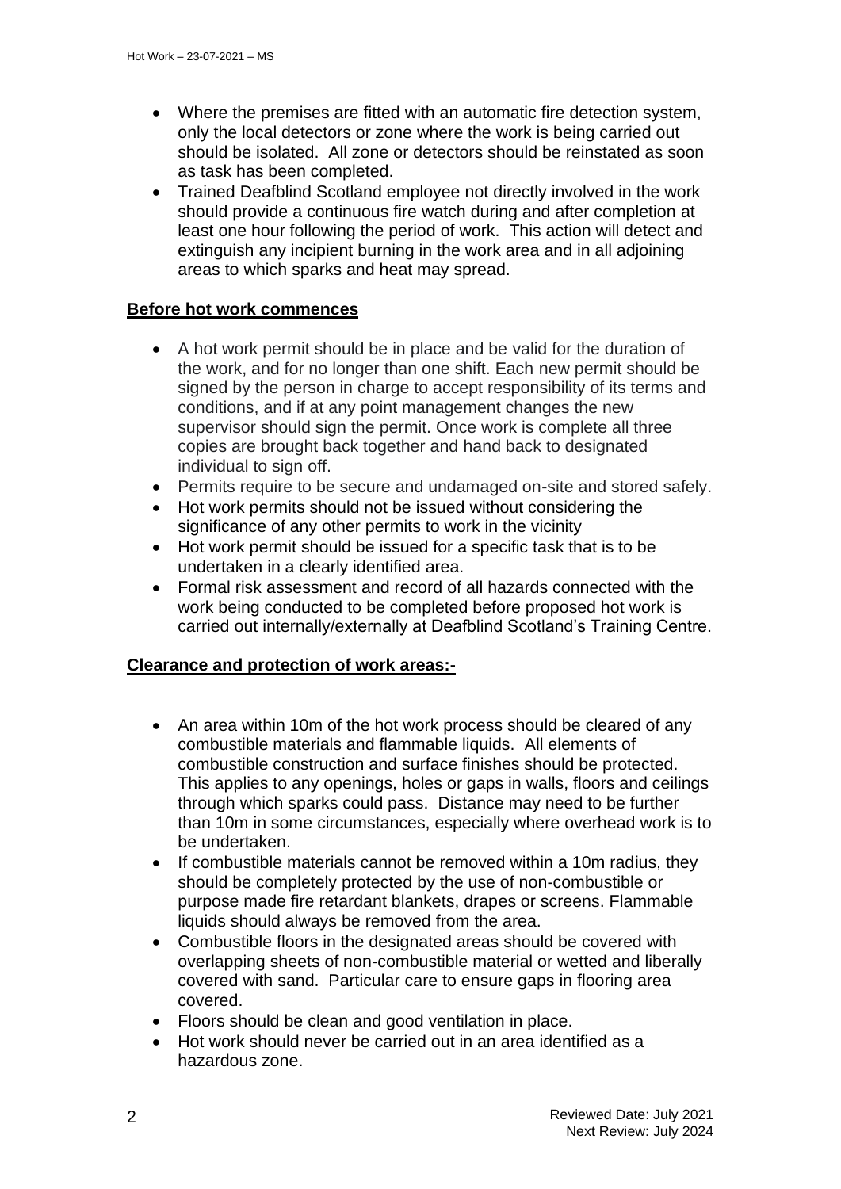- Where the premises are fitted with an automatic fire detection system, only the local detectors or zone where the work is being carried out should be isolated. All zone or detectors should be reinstated as soon as task has been completed.
- Trained Deafblind Scotland employee not directly involved in the work should provide a continuous fire watch during and after completion at least one hour following the period of work. This action will detect and extinguish any incipient burning in the work area and in all adjoining areas to which sparks and heat may spread.

**Before hot work commences**

- A hot work permit should be in place and be valid for the duration of the work, and for no longer than one shift. Each new permit should be signed by the person in charge to accept responsibility of its terms and conditions, and if at any point management changes the new supervisor should sign the permit. Once work is complete all three copies are brought back together and hand back to designated individual to sign off.
- Permits require to be secure and undamaged on-site and stored safely.
- Hot work permits should not be issued without considering the significance of any other permits to work in the vicinity
- Hot work permit should be issued for a specific task that is to be undertaken in a clearly identified area.
- Formal risk assessment and record of all hazards connected with the work being conducted to be completed before proposed hot work is carried out internally/externally at Deafblind Scotland's Training Centre.

**Clearance and protection of work areas:-**

- An area within 10m of the hot work process should be cleared of any combustible materials and flammable liquids. All elements of combustible construction and surface finishes should be protected. This applies to any openings, holes or gaps in walls, floors and ceilings through which sparks could pass. Distance may need to be further than 10m in some circumstances, especially where overhead work is to be undertaken.
- If combustible materials cannot be removed within a 10m radius, they should be completely protected by the use of non-combustible or purpose made fire retardant blankets, drapes or screens. Flammable liquids should always be removed from the area.
- Combustible floors in the designated areas should be covered with overlapping sheets of non-combustible material or wetted and liberally covered with sand. Particular care to ensure gaps in flooring area covered.
- Floors should be clean and good ventilation in place.
- Hot work should never be carried out in an area identified as a hazardous zone.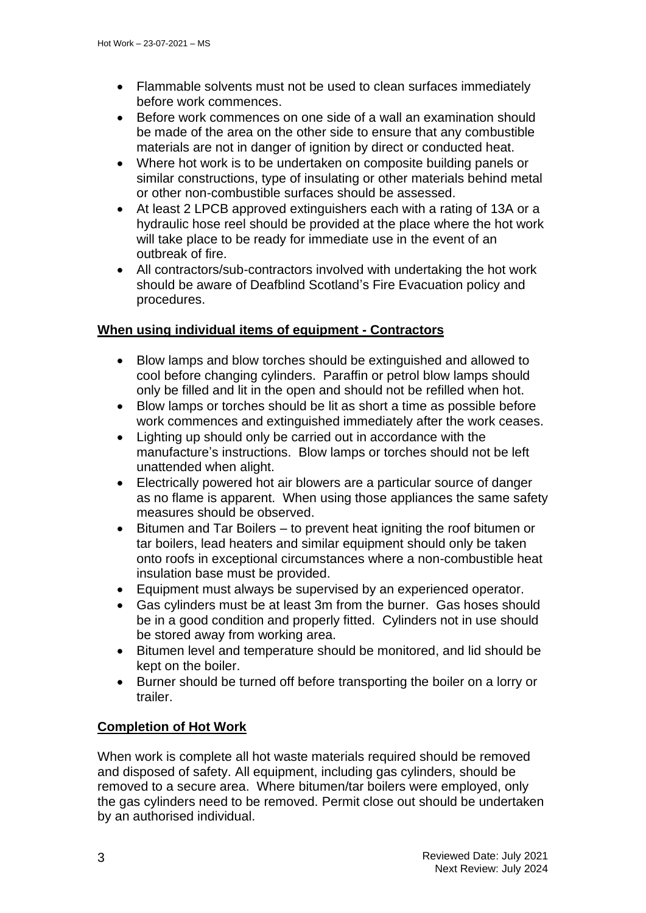- Flammable solvents must not be used to clean surfaces immediately before work commences.
- Before work commences on one side of a wall an examination should be made of the area on the other side to ensure that any combustible materials are not in danger of ignition by direct or conducted heat.
- Where hot work is to be undertaken on composite building panels or similar constructions, type of insulating or other materials behind metal or other non-combustible surfaces should be assessed.
- At least 2 LPCB approved extinguishers each with a rating of 13A or a hydraulic hose reel should be provided at the place where the hot work will take place to be ready for immediate use in the event of an outbreak of fire.
- All contractors/sub-contractors involved with undertaking the hot work should be aware of Deafblind Scotland's Fire Evacuation policy and procedures.

## When using individual items of equipment - Contractors

- Blow lamps and blow torches should be extinguished and allowed to cool before changing cylinders. Paraffin or petrol blow lamps should only be filled and lit in the open and should not be refilled when hot.
- Blow lamps or torches should be lit as short a time as possible before work commences and extinguished immediately after the work ceases.
- Lighting up should only be carried out in accordance with the manufacture's instructions. Blow lamps or torches should not be left unattended when alight.
- Electrically powered hot air blowers are a particular source of danger as no flame is apparent. When using those appliances the same safety measures should be observed.
- Bitumen and Tar Boilers – to prevent heat igniting the roof bitumen or tar boilers, lead heaters and similar equipment should only be taken onto roofs in exceptional circumstances where a non-combustible heat insulation base must be provided.
- Equipment must always be supervised by an experienced operator.
- Gas cylinders must be at least 3m from the burner. Gas hoses should be in a good condition and properly fitted. Cylinders not in use should be stored away from working area.
- Bitumen level and temperature should be monitored, and lid should be kept on the boiler.
- Burner should be turned off before transporting the boiler on a lorry or trailer.

## Completion of Hot Work

When work is complete all hot waste materials required should be removed and disposed of safety. All equipment, including gas cylinders, should be removed to a secure area. Where bitumen/tar boilers were employed, only the gas cylinders need to be removed. Permit close out should be undertaken by an authorised individual.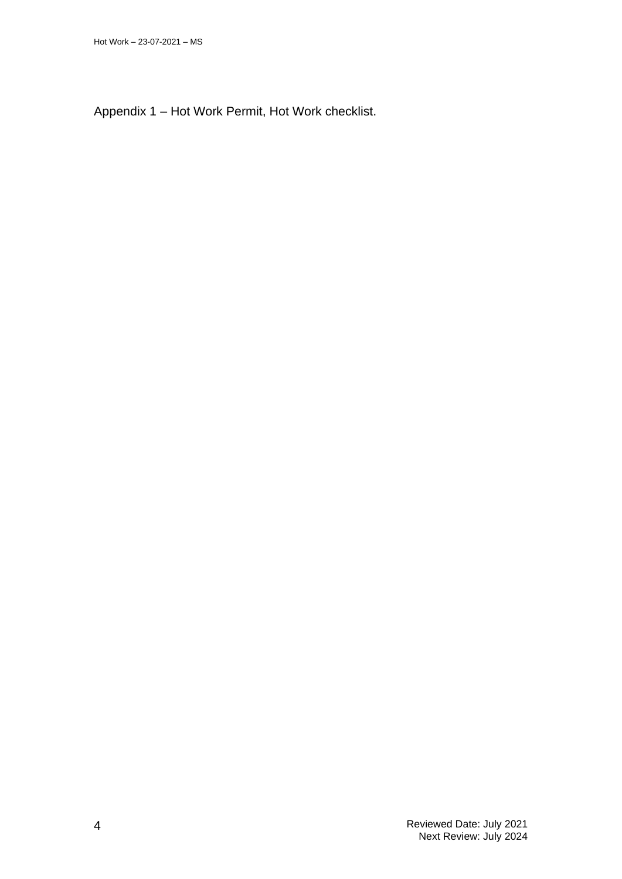Appendix 1 – Hot Work Permit, Hot Work checklist.